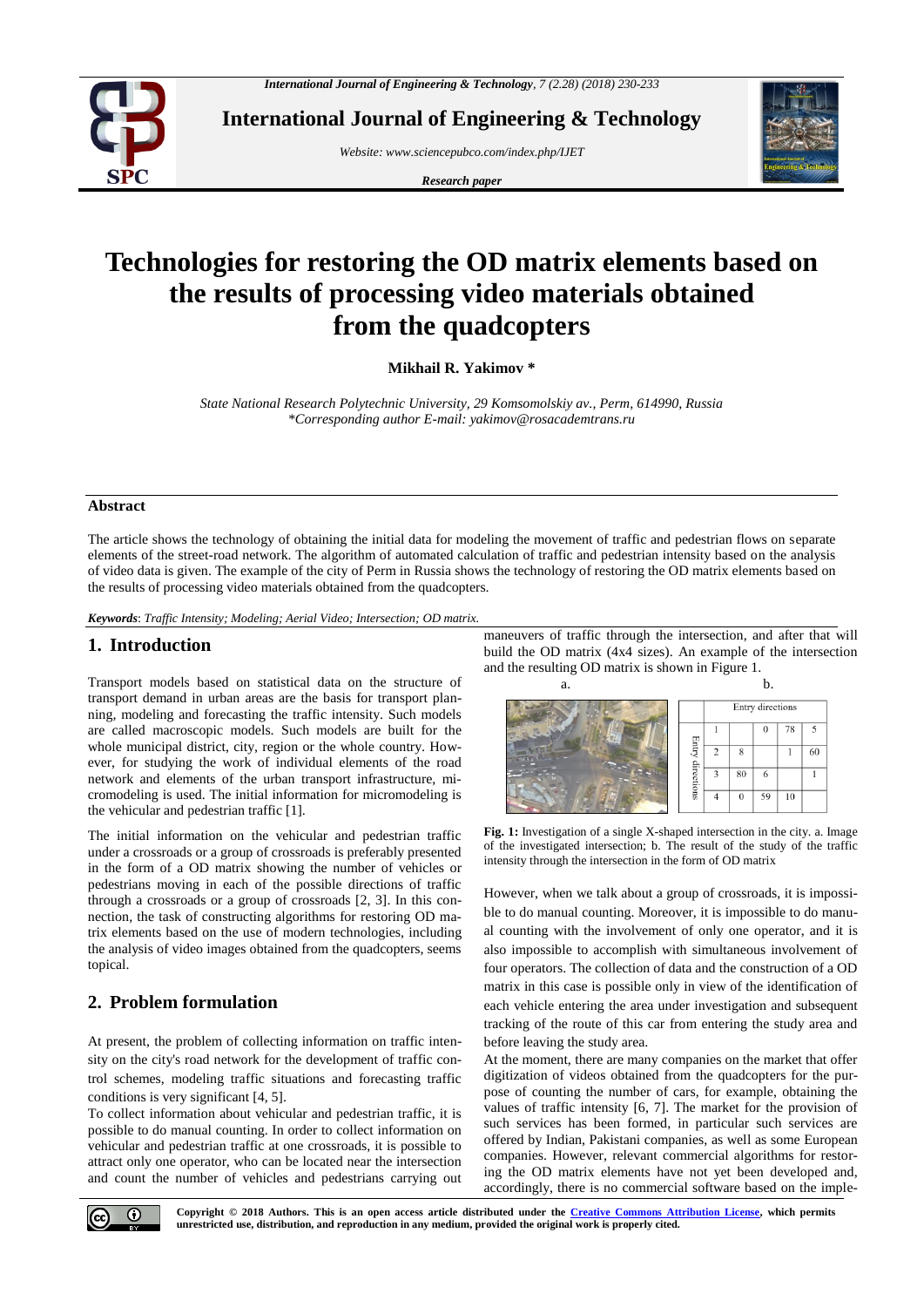# Technologies for restoring the OD matrix elements based on the results of processing video materials obtained from the quadcopters

**Mikhail R. Yakimov \***

*State National Research Polytechnic University, 29 Komsomolskiy av., Perm, 614990, Russia*
*\*Corresponding author E-mail: yakimov@rosacademtrans.ru*

## Abstract

The article shows the technology of obtaining the initial data for modeling the movement of traffic and pedestrian flows on separate elements of the street-road network. The algorithm of automated calculation of traffic and pedestrian intensity based on the analysis of video data is given. The example of the city of Perm in Russia shows the technology of restoring the OD matrix elements based on the results of processing video materials obtained from the quadcopters.

***Keywords***: *Traffic Intensity; Modeling; Aerial Video; Intersection; OD matrix.*

## 1. Introduction

Transport models based on statistical data on the structure of transport demand in urban areas are the basis for transport planning, modeling and forecasting the traffic intensity. Such models are called macroscopic models. Such models are built for the whole municipal district, city, region or the whole country. However, for studying the work of individual elements of the road network and elements of the urban transport infrastructure, micromodeling is used. The initial information for micromodeling is the vehicular and pedestrian traffic [1].

The initial information on the vehicular and pedestrian traffic under a crossroads or a group of crossroads is preferably presented in the form of a OD matrix showing the number of vehicles or pedestrians moving in each of the possible directions of traffic through a crossroads or a group of crossroads [2, 3]. In this connection, the task of constructing algorithms for restoring OD matrix elements based on the use of modern technologies, including the analysis of video images obtained from the quadcopters, seems topical.

## 2. Problem formulation

At present, the problem of collecting information on traffic intensity on the city's road network for the development of traffic control schemes, modeling traffic situations and forecasting traffic conditions is very significant [4, 5].

To collect information about vehicular and pedestrian traffic, it is possible to do manual counting. In order to collect information on vehicular and pedestrian traffic at one crossroads, it is possible to attract only one operator, who can be located near the intersection and count the number of vehicles and pedestrians carrying out maneuvers of traffic through the intersection, and after that will build the OD matrix (4x4 sizes). An example of the intersection and the resulting OD matrix is shown in Figure 1.

a.

b.

| | | Entry directions | | | |
|---|---|---|---|---|---|
| Entry directions | 1 | | 0 | 78 | 5 |
| | 2 | 8 | | 1 | 60 |
| | 3 | 80 | 6 | | 1 |
| | 4 | 0 | 59 | 10 | |

**Fig. 1:** Investigation of a single X-shaped intersection in the city. a. Image of the investigated intersection; b. The result of the study of the traffic intensity through the intersection in the form of OD matrix

However, when we talk about a group of crossroads, it is impossible to do manual counting. Moreover, it is impossible to do manual counting with the involvement of only one operator, and it is also impossible to accomplish with simultaneous involvement of four operators. The collection of data and the construction of a OD matrix in this case is possible only in view of the identification of each vehicle entering the area under investigation and subsequent tracking of the route of this car from entering the study area and before leaving the study area.

At the moment, there are many companies on the market that offer digitization of videos obtained from the quadcopters for the purpose of counting the number of cars, for example, obtaining the values of traffic intensity [6, 7]. The market for the provision of such services has been formed, in particular such services are offered by Indian, Pakistani companies, as well as some European companies. However, relevant commercial algorithms for restoring the OD matrix elements have not yet been developed and, accordingly, there is no commercial software based on the imple-

**Copyright © 2018 Authors. This is an open access article distributed under the Creative Commons Attribution License, which permits unrestricted use, distribution, and reproduction in any medium, provided the original work is properly cited.**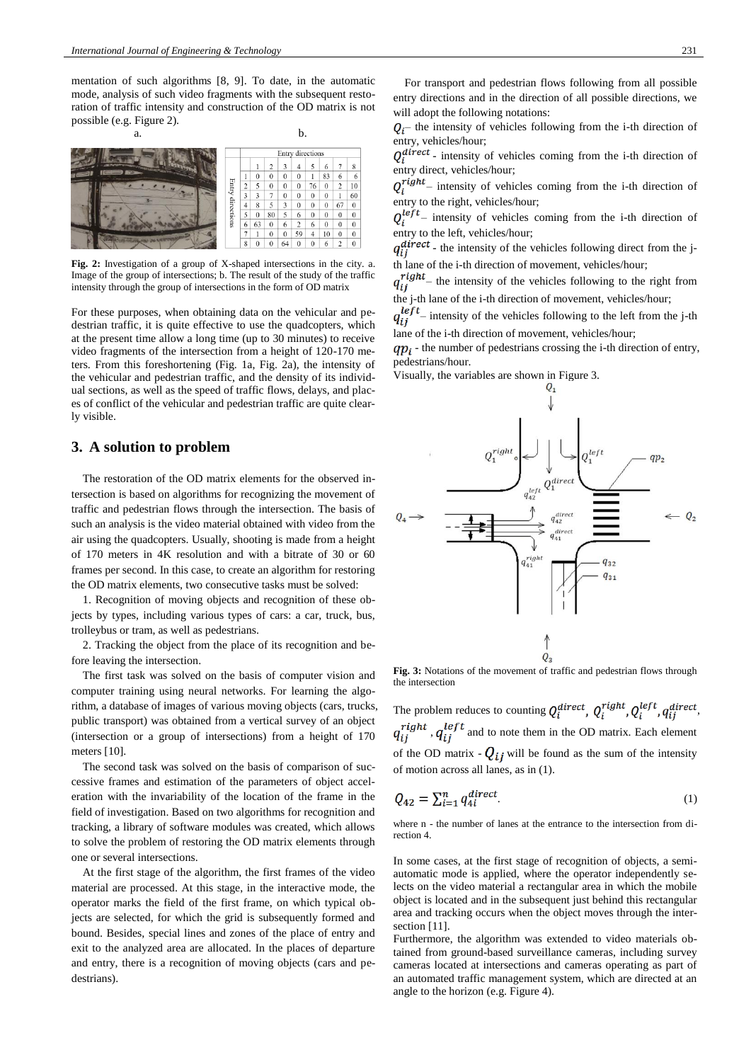mentation of such algorithms [8, 9]. To date, in the automatic mode, analysis of such video fragments with the subsequent restoration of traffic intensity and construction of the OD matrix is not possible (e.g. Figure 2).

a. b.

| | | Entry directions | | | | | | | |
|---|---|---|---|---|---|---|---|---|---|
| | | 1 | 2 | 3 | 4 | 5 | 6 | 7 | 8 |
| Entry directions | 1 | 0 | 0 | 0 | 0 | 1 | 83 | 6 | 6 |
| | 2 | 5 | 0 | 0 | 0 | 76 | 0 | 2 | 10 |
| | 3 | 3 | 7 | 0 | 0 | 0 | 0 | 1 | 60 |
| | 4 | 8 | 5 | 3 | 0 | 0 | 0 | 67 | 0 |
| | 5 | 0 | 80 | 5 | 6 | 0 | 0 | 0 | 0 |
| | 6 | 63 | 0 | 6 | 2 | 6 | 0 | 0 | 0 |
| | 7 | 1 | 0 | 0 | 59 | 4 | 10 | 0 | 0 |
| | 8 | 0 | 0 | 64 | 0 | 0 | 6 | 2 | 0 |

**Fig. 2:** Investigation of a group of X-shaped intersections in the city. a. Image of the group of intersections; b. The result of the study of the traffic intensity through the group of intersections in the form of OD matrix

For these purposes, when obtaining data on the vehicular and pedestrian traffic, it is quite effective to use the quadcopters, which at the present time allow a long time (up to 30 minutes) to receive video fragments of the intersection from a height of 120-170 meters. From this foreshortening (Fig. 1a, Fig. 2a), the intensity of the vehicular and pedestrian traffic, and the density of its individual sections, as well as the speed of traffic flows, delays, and places of conflict of the vehicular and pedestrian traffic are quite clearly visible.

## 3. A solution to problem

The restoration of the OD matrix elements for the observed intersection is based on algorithms for recognizing the movement of traffic and pedestrian flows through the intersection. The basis of such an analysis is the video material obtained with video from the air using the quadcopters. Usually, shooting is made from a height of 170 meters in 4K resolution and with a bitrate of 30 or 60 frames per second. In this case, to create an algorithm for restoring the OD matrix elements, two consecutive tasks must be solved:

1. Recognition of moving objects and recognition of these objects by types, including various types of cars: a car, truck, bus, trolleybus or tram, as well as pedestrians.

2. Tracking the object from the place of its recognition and before leaving the intersection.

The first task was solved on the basis of computer vision and computer training using neural networks. For learning the algorithm, a database of images of various moving objects (cars, trucks, public transport) was obtained from a vertical survey of an object (intersection or a group of intersections) from a height of 170 meters [10].

The second task was solved on the basis of comparison of successive frames and estimation of the parameters of object acceleration with the invariability of the location of the frame in the field of investigation. Based on two algorithms for recognition and tracking, a library of software modules was created, which allows to solve the problem of restoring the OD matrix elements through one or several intersections.

At the first stage of the algorithm, the first frames of the video material are processed. At this stage, in the interactive mode, the operator marks the field of the first frame, on which typical objects are selected, for which the grid is subsequently formed and bound. Besides, special lines and zones of the place of entry and exit to the analyzed area are allocated. In the places of departure and entry, there is a recognition of moving objects (cars and pedestrians).

For transport and pedestrian flows following from all possible entry directions and in the direction of all possible directions, we will adopt the following notations:

$Q_i$ – the intensity of vehicles following from the i-th direction of entry, vehicles/hour;

$Q_i^{direct}$ - intensity of vehicles coming from the i-th direction of entry direct, vehicles/hour;

$Q_i^{right}$ – intensity of vehicles coming from the i-th direction of entry to the right, vehicles/hour;

$Q_i^{left}$ – intensity of vehicles coming from the i-th direction of entry to the left, vehicles/hour;

$q_{ij}^{direct}$ - the intensity of the vehicles following direct from the j-th lane of the i-th direction of movement, vehicles/hour;

$q_{ij}^{right}$ – the intensity of the vehicles following to the right from the j-th lane of the i-th direction of movement, vehicles/hour;

$q_{ij}^{left}$ – intensity of the vehicles following to the left from the j-th lane of the i-th direction of movement, vehicles/hour;

$qp_i$ - the number of pedestrians crossing the i-th direction of entry, pedestrians/hour.

Visually, the variables are shown in Figure 3.

**Fig. 3:** Notations of the movement of traffic and pedestrian flows through the intersection

The problem reduces to counting $Q_i^{direct}$, $Q_i^{right}$, $Q_i^{left}$, $q_{ij}^{direct}$, $q_{ij}^{right}$, $q_{ij}^{left}$ and to note them in the OD matrix. Each element of the OD matrix - $Q_{ij}$ will be found as the sum of the intensity of motion across all lanes, as in (1).

$$Q_{42} = \sum_{i=1}^{n} q_{4i}^{direct}. \quad (1)$$

where n - the number of lanes at the entrance to the intersection from direction 4.

In some cases, at the first stage of recognition of objects, a semi-automatic mode is applied, where the operator independently selects on the video material a rectangular area in which the mobile object is located and in the subsequent just behind this rectangular area and tracking occurs when the object moves through the intersection [11].

Furthermore, the algorithm was extended to video materials obtained from ground-based surveillance cameras, including survey cameras located at intersections and cameras operating as part of an automated traffic management system, which are directed at an angle to the horizon (e.g. Figure 4).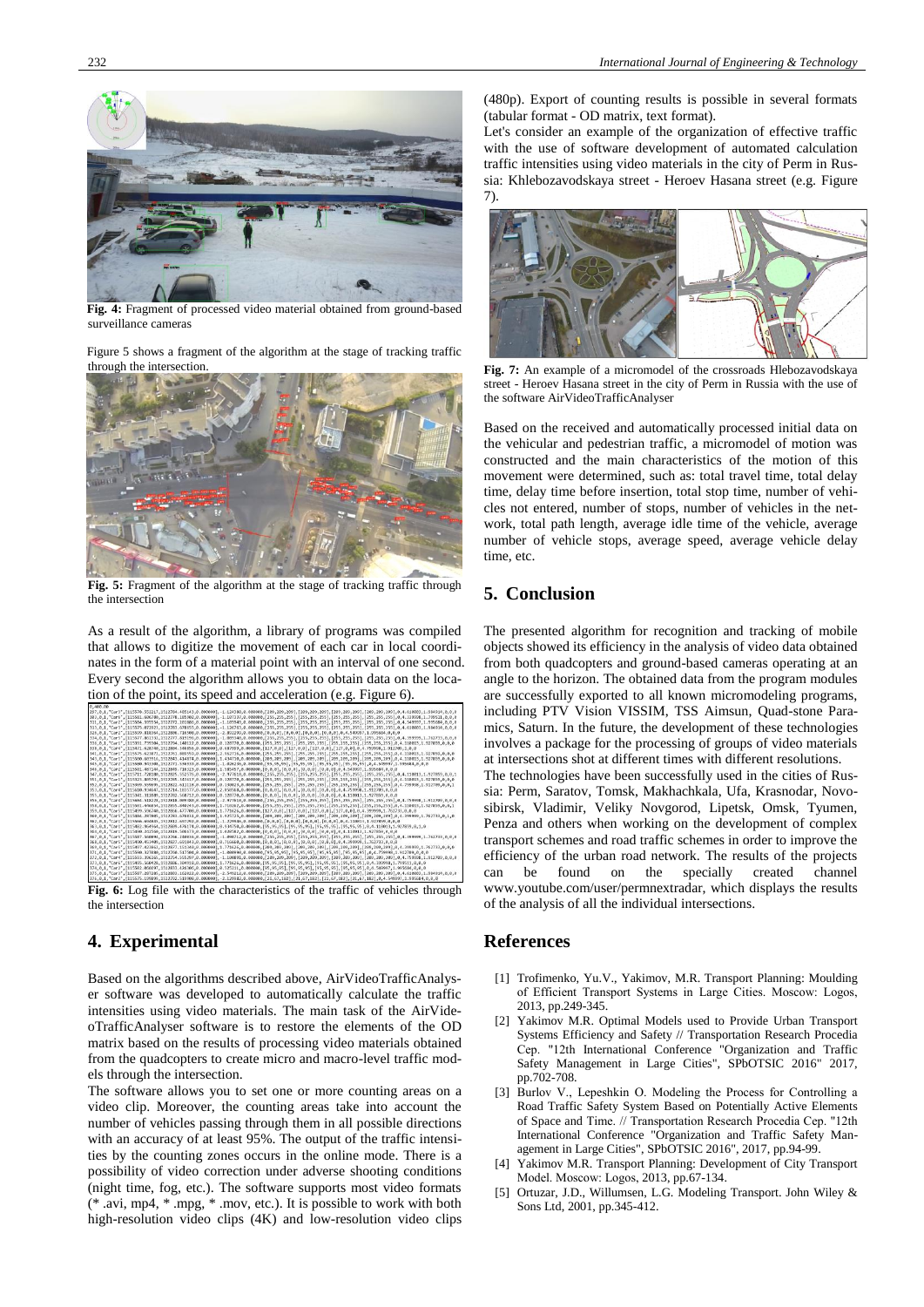Fig. 4: Fragment of processed video material obtained from ground-based surveillance cameras

Figure 5 shows a fragment of the algorithm at the stage of tracking traffic through the intersection.

Fig. 5: Fragment of the algorithm at the stage of tracking traffic through the intersection

As a result of the algorithm, a library of programs was compiled that allows to digitize the movement of each car in local coordinates in the form of a material point with an interval of one second. Every second the algorithm allows you to obtain data on the location of the point, its speed and acceleration (e.g. Figure 6).

Fig. 6: Log file with the characteristics of the traffic of vehicles through the intersection

## 4. Experimental

Based on the algorithms described above, AirVideoTrafficAnalyser software was developed to automatically calculate the traffic intensities using video materials. The main task of the AirVideoTrafficAnalyser software is to restore the elements of the OD matrix based on the results of processing video materials obtained from the quadcopters to create micro and macro-level traffic models through the intersection.

The software allows you to set one or more counting areas on a video clip. Moreover, the counting areas take into account the number of vehicles passing through them in all possible directions with an accuracy of at least 95%. The output of the traffic intensities by the counting zones occurs in the online mode. There is a possibility of video correction under adverse shooting conditions (night time, fog, etc.). The software supports most video formats (* .avi, mp4, * .mpg, * .mov, etc.). It is possible to work with both high-resolution video clips (4K) and low-resolution video clips (480p). Export of counting results is possible in several formats (tabular format - OD matrix, text format).

Let's consider an example of the organization of effective traffic with the use of software development of automated calculation traffic intensities using video materials in the city of Perm in Russia: Khlebozavodskaya street - Heroev Hasana street (e.g. Figure 7).

Fig. 7: An example of a micromodel of the crossroads Hlebozavodskaya street - Heroev Hasana street in the city of Perm in Russia with the use of the software AirVideoTrafficAnalyser

Based on the received and automatically processed initial data on the vehicular and pedestrian traffic, a micromodel of motion was constructed and the main characteristics of the motion of this movement were determined, such as: total travel time, total delay time, delay time before insertion, total stop time, number of vehicles not entered, number of stops, number of vehicles in the network, total path length, average idle time of the vehicle, average number of vehicle stops, average speed, average vehicle delay time, etc.

## 5. Conclusion

The presented algorithm for recognition and tracking of mobile objects showed its efficiency in the analysis of video data obtained from both quadcopters and ground-based cameras operating at an angle to the horizon. The obtained data from the program modules are successfully exported to all known micromodeling programs, including PTV Vision VISSIM, TSS Aimsun, Quad-stone Paramics, Saturn. In the future, the development of these technologies involves a package for the processing of groups of video materials at intersections shot at different times with different resolutions.

The technologies have been successfully used in the cities of Russia: Perm, Saratov, Tomsk, Makhachkala, Ufa, Krasnodar, Novosibirsk, Vladimir, Veliky Novgorod, Lipetsk, Omsk, Tyumen, Penza and others when working on the development of complex transport schemes and road traffic schemes in order to improve the efficiency of the urban road network. The results of the projects can be found on the specially created channel www.youtube.com/user/permnextradar, which displays the results of the analysis of all the individual intersections.

## References

[1] Trofimenko, Yu.V., Yakimov, M.R. Transport Planning: Moulding of Efficient Transport Systems in Large Cities. Moscow: Logos, 2013, pp.249-345.

[2] Yakimov M.R. Optimal Models used to Provide Urban Transport Systems Efficiency and Safety // Transportation Research Procedia Cep. "12th International Conference "Organization and Traffic Safety Management in Large Cities", SPbOTSIC 2016" 2017, pp.702-708.

[3] Burlov V., Lepeshkin O. Modeling the Process for Controlling a Road Traffic Safety System Based on Potentially Active Elements of Space and Time. // Transportation Research Procedia Cep. "12th International Conference "Organization and Traffic Safety Management in Large Cities", SPbOTSIC 2016", 2017, pp.94-99.

[4] Yakimov M.R. Transport Planning: Development of City Transport Model. Moscow: Logos, 2013, pp.67-134.

[5] Ortuzar, J.D., Willumsen, L.G. Modeling Transport. John Wiley & Sons Ltd, 2001, pp.345-412.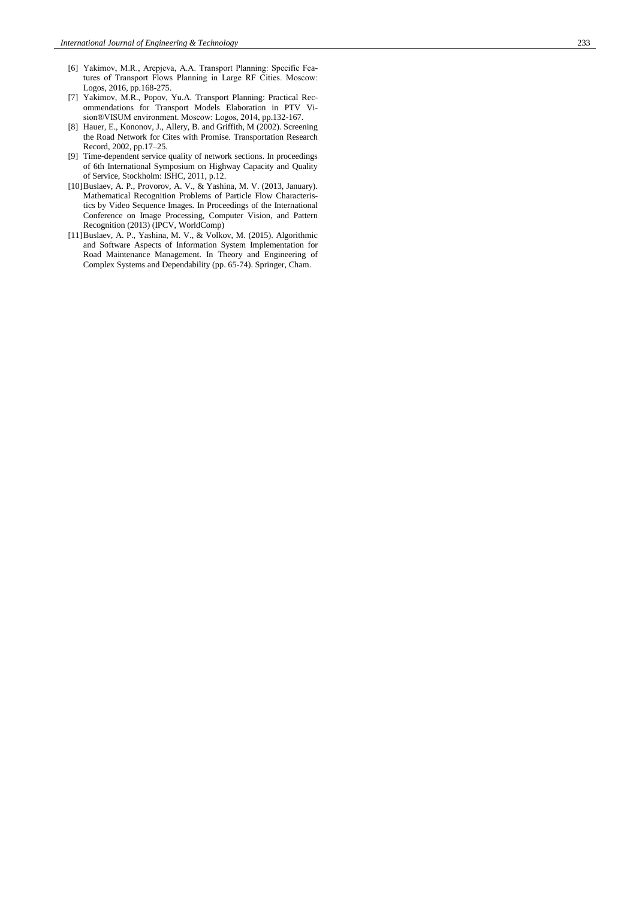[6] Yakimov, M.R., Arepjeva, A.A. Transport Planning: Specific Features of Transport Flows Planning in Large RF Cities. Moscow: Logos, 2016, pp.168-275.

[7] Yakimov, M.R., Popov, Yu.A. Transport Planning: Practical Recommendations for Transport Models Elaboration in PTV Vision®VISUM environment. Moscow: Logos, 2014, pp.132-167.

[8] Hauer, E., Kononov, J., Allery, B. and Griffith, M (2002). Screening the Road Network for Cites with Promise. Transportation Research Record, 2002, pp.17–25.

[9] Time-dependent service quality of network sections. In proceedings of 6th International Symposium on Highway Capacity and Quality of Service, Stockholm: ISHC, 2011, p.12.

[10] Buslaev, A. P., Provorov, A. V., & Yashina, M. V. (2013, January). Mathematical Recognition Problems of Particle Flow Characteristics by Video Sequence Images. In Proceedings of the International Conference on Image Processing, Computer Vision, and Pattern Recognition (2013) (IPCV, WorldComp)

[11] Buslaev, A. P., Yashina, M. V., & Volkov, M. (2015). Algorithmic and Software Aspects of Information System Implementation for Road Maintenance Management. In Theory and Engineering of Complex Systems and Dependability (pp. 65-74). Springer, Cham.